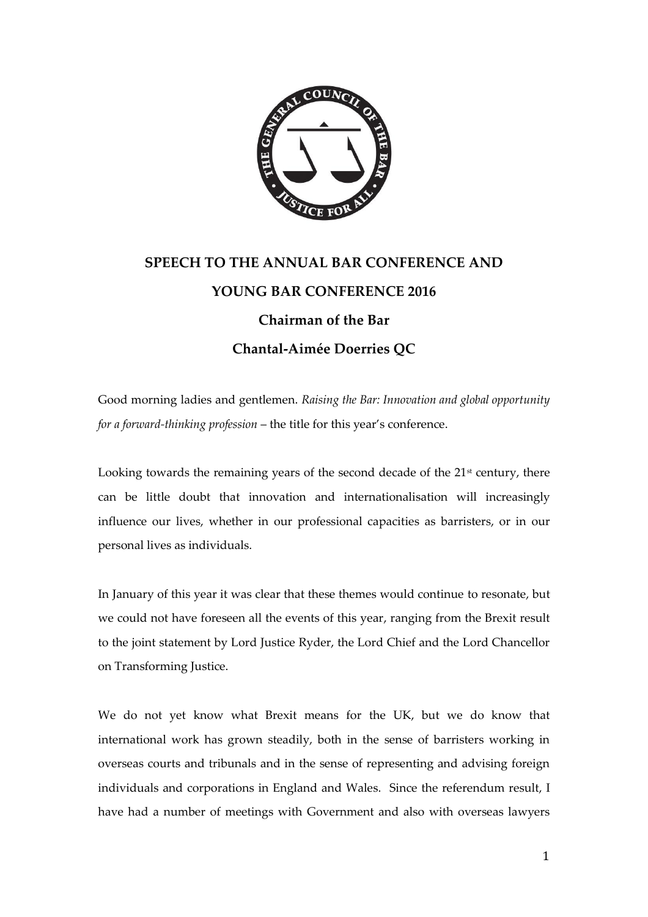# SPEECH TO THE ANNUAL BAR CONFERENCE AND YOUNG BAR CONFERENCE 2016

## Chairman of the Bar

## Chantal-Aimée Doerries QC

Good morning ladies and gentlemen. *Raising the Bar: Innovation and global opportunity for a forward-thinking profession* – the title for this year's conference.

Looking towards the remaining years of the second decade of the 21st century, there can be little doubt that innovation and internationalisation will increasingly influence our lives, whether in our professional capacities as barristers, or in our personal lives as individuals.

In January of this year it was clear that these themes would continue to resonate, but we could not have foreseen all the events of this year, ranging from the Brexit result to the joint statement by Lord Justice Ryder, the Lord Chief and the Lord Chancellor on Transforming Justice.

We do not yet know what Brexit means for the UK, but we do know that international work has grown steadily, both in the sense of barristers working in overseas courts and tribunals and in the sense of representing and advising foreign individuals and corporations in England and Wales. Since the referendum result, I have had a number of meetings with Government and also with overseas lawyers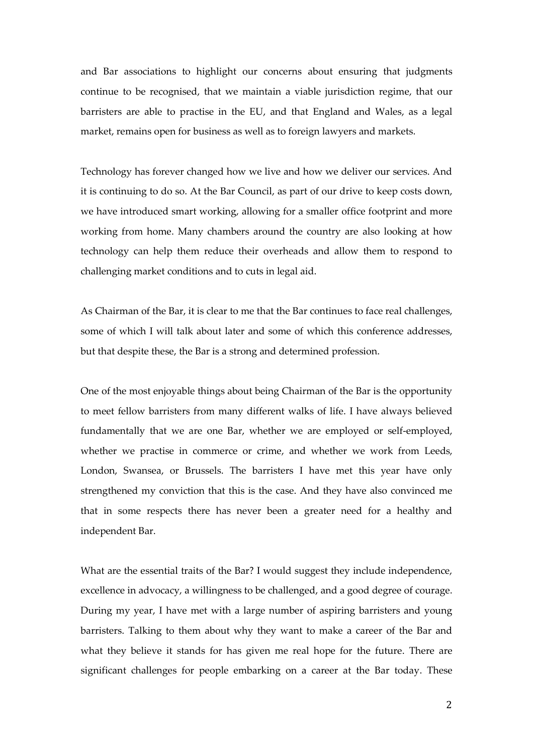and Bar associations to highlight our concerns about ensuring that judgments continue to be recognised, that we maintain a viable jurisdiction regime, that our barristers are able to practise in the EU, and that England and Wales, as a legal market, remains open for business as well as to foreign lawyers and markets.

Technology has forever changed how we live and how we deliver our services. And it is continuing to do so. At the Bar Council, as part of our drive to keep costs down, we have introduced smart working, allowing for a smaller office footprint and more working from home. Many chambers around the country are also looking at how technology can help them reduce their overheads and allow them to respond to challenging market conditions and to cuts in legal aid.

As Chairman of the Bar, it is clear to me that the Bar continues to face real challenges, some of which I will talk about later and some of which this conference addresses, but that despite these, the Bar is a strong and determined profession.

One of the most enjoyable things about being Chairman of the Bar is the opportunity to meet fellow barristers from many different walks of life. I have always believed fundamentally that we are one Bar, whether we are employed or self-employed, whether we practise in commerce or crime, and whether we work from Leeds, London, Swansea, or Brussels. The barristers I have met this year have only strengthened my conviction that this is the case. And they have also convinced me that in some respects there has never been a greater need for a healthy and independent Bar.

What are the essential traits of the Bar? I would suggest they include independence, excellence in advocacy, a willingness to be challenged, and a good degree of courage. During my year, I have met with a large number of aspiring barristers and young barristers. Talking to them about why they want to make a career of the Bar and what they believe it stands for has given me real hope for the future. There are significant challenges for people embarking on a career at the Bar today. These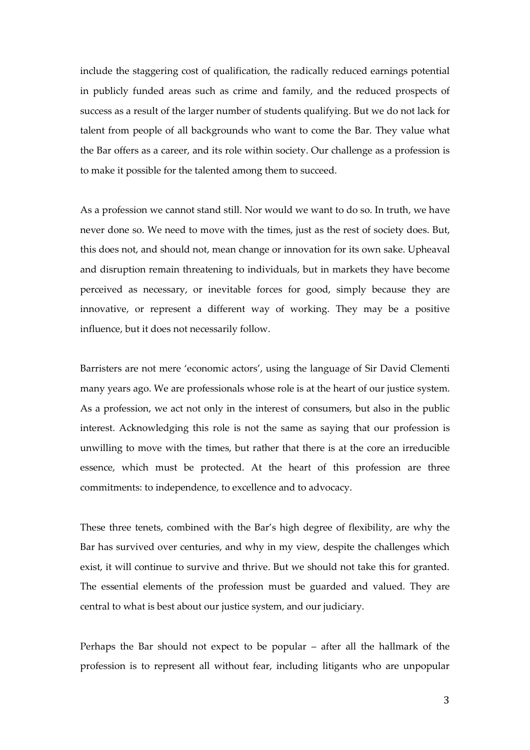include the staggering cost of qualification, the radically reduced earnings potential in publicly funded areas such as crime and family, and the reduced prospects of success as a result of the larger number of students qualifying. But we do not lack for talent from people of all backgrounds who want to come the Bar. They value what the Bar offers as a career, and its role within society. Our challenge as a profession is to make it possible for the talented among them to succeed.

As a profession we cannot stand still. Nor would we want to do so. In truth, we have never done so. We need to move with the times, just as the rest of society does. But, this does not, and should not, mean change or innovation for its own sake. Upheaval and disruption remain threatening to individuals, but in markets they have become perceived as necessary, or inevitable forces for good, simply because they are innovative, or represent a different way of working. They may be a positive influence, but it does not necessarily follow.

Barristers are not mere 'economic actors', using the language of Sir David Clementi many years ago. We are professionals whose role is at the heart of our justice system. As a profession, we act not only in the interest of consumers, but also in the public interest. Acknowledging this role is not the same as saying that our profession is unwilling to move with the times, but rather that there is at the core an irreducible essence, which must be protected. At the heart of this profession are three commitments: to independence, to excellence and to advocacy.

These three tenets, combined with the Bar's high degree of flexibility, are why the Bar has survived over centuries, and why in my view, despite the challenges which exist, it will continue to survive and thrive. But we should not take this for granted. The essential elements of the profession must be guarded and valued. They are central to what is best about our justice system, and our judiciary.

Perhaps the Bar should not expect to be popular – after all the hallmark of the profession is to represent all without fear, including litigants who are unpopular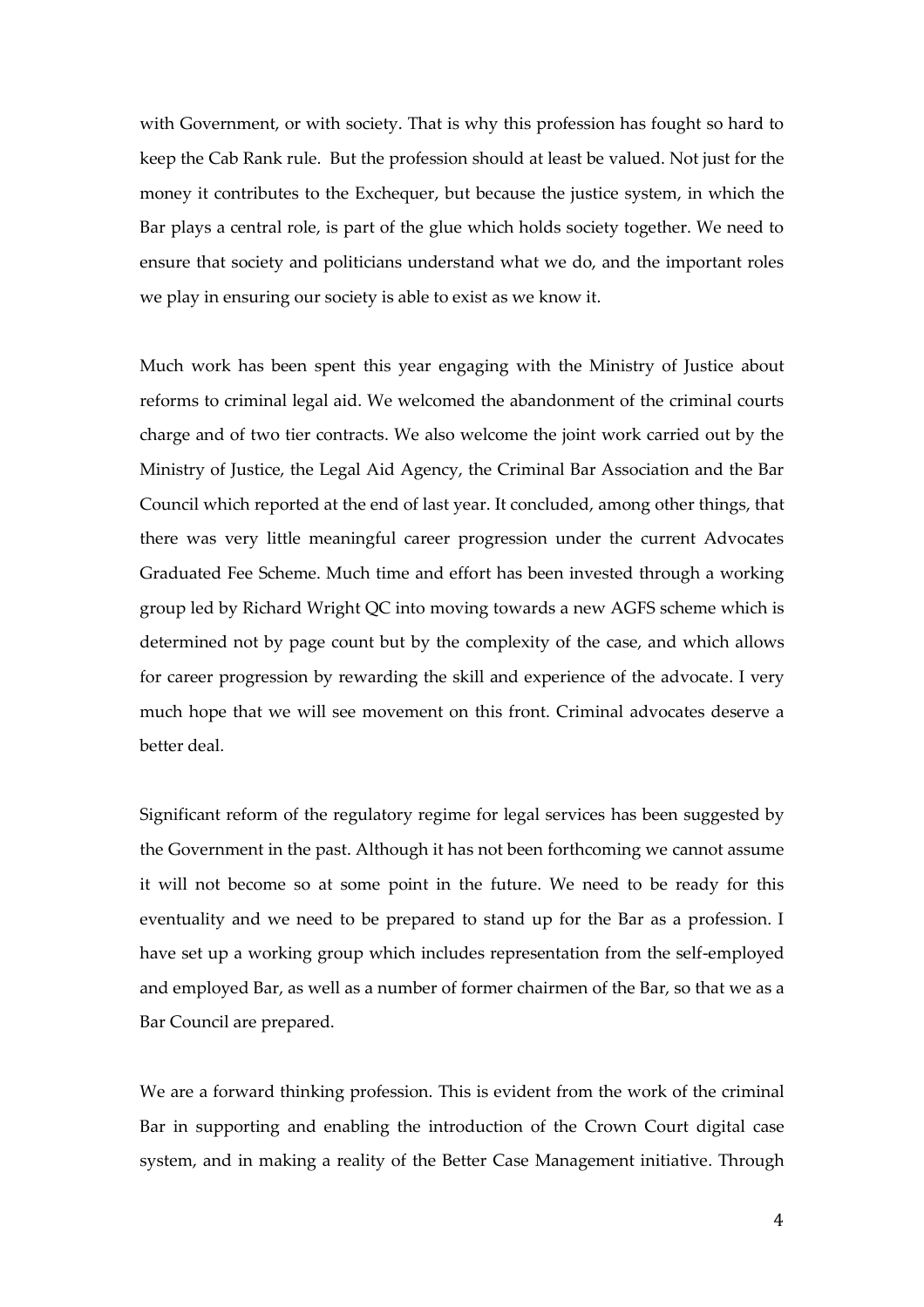with Government, or with society. That is why this profession has fought so hard to keep the Cab Rank rule. But the profession should at least be valued. Not just for the money it contributes to the Exchequer, but because the justice system, in which the Bar plays a central role, is part of the glue which holds society together. We need to ensure that society and politicians understand what we do, and the important roles we play in ensuring our society is able to exist as we know it.

Much work has been spent this year engaging with the Ministry of Justice about reforms to criminal legal aid. We welcomed the abandonment of the criminal courts charge and of two tier contracts. We also welcome the joint work carried out by the Ministry of Justice, the Legal Aid Agency, the Criminal Bar Association and the Bar Council which reported at the end of last year. It concluded, among other things, that there was very little meaningful career progression under the current Advocates Graduated Fee Scheme. Much time and effort has been invested through a working group led by Richard Wright QC into moving towards a new AGFS scheme which is determined not by page count but by the complexity of the case, and which allows for career progression by rewarding the skill and experience of the advocate. I very much hope that we will see movement on this front. Criminal advocates deserve a better deal.

Significant reform of the regulatory regime for legal services has been suggested by the Government in the past. Although it has not been forthcoming we cannot assume it will not become so at some point in the future. We need to be ready for this eventuality and we need to be prepared to stand up for the Bar as a profession. I have set up a working group which includes representation from the self-employed and employed Bar, as well as a number of former chairmen of the Bar, so that we as a Bar Council are prepared.

We are a forward thinking profession. This is evident from the work of the criminal Bar in supporting and enabling the introduction of the Crown Court digital case system, and in making a reality of the Better Case Management initiative. Through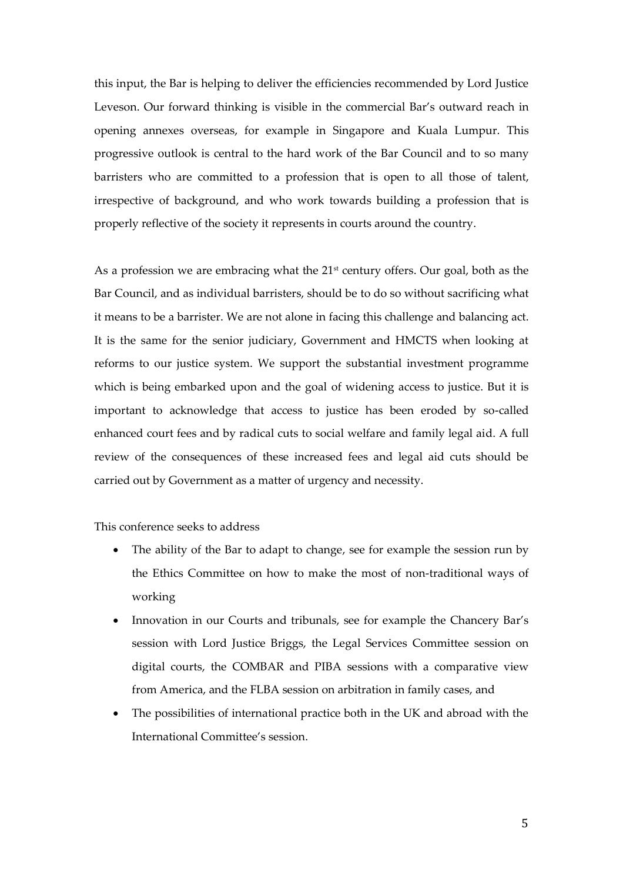this input, the Bar is helping to deliver the efficiencies recommended by Lord Justice Leveson. Our forward thinking is visible in the commercial Bar's outward reach in opening annexes overseas, for example in Singapore and Kuala Lumpur. This progressive outlook is central to the hard work of the Bar Council and to so many barristers who are committed to a profession that is open to all those of talent, irrespective of background, and who work towards building a profession that is properly reflective of the society it represents in courts around the country.

As a profession we are embracing what the 21st century offers. Our goal, both as the Bar Council, and as individual barristers, should be to do so without sacrificing what it means to be a barrister. We are not alone in facing this challenge and balancing act. It is the same for the senior judiciary, Government and HMCTS when looking at reforms to our justice system. We support the substantial investment programme which is being embarked upon and the goal of widening access to justice. But it is important to acknowledge that access to justice has been eroded by so-called enhanced court fees and by radical cuts to social welfare and family legal aid. A full review of the consequences of these increased fees and legal aid cuts should be carried out by Government as a matter of urgency and necessity.

This conference seeks to address

- The ability of the Bar to adapt to change, see for example the session run by the Ethics Committee on how to make the most of non-traditional ways of working
- Innovation in our Courts and tribunals, see for example the Chancery Bar's session with Lord Justice Briggs, the Legal Services Committee session on digital courts, the COMBAR and PIBA sessions with a comparative view from America, and the FLBA session on arbitration in family cases, and
- The possibilities of international practice both in the UK and abroad with the International Committee's session.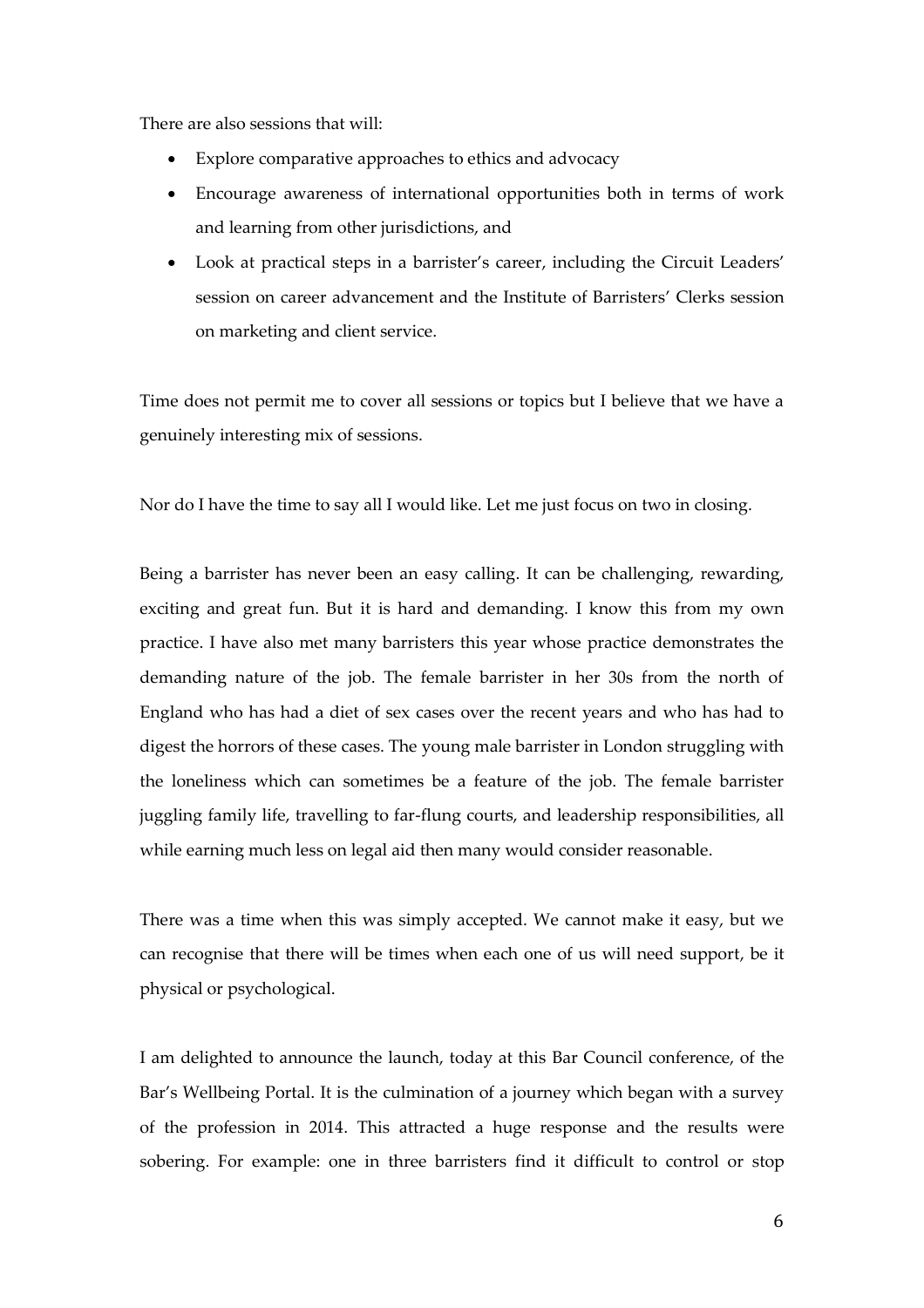There are also sessions that will:

- Explore comparative approaches to ethics and advocacy
- Encourage awareness of international opportunities both in terms of work and learning from other jurisdictions, and
- Look at practical steps in a barrister's career, including the Circuit Leaders' session on career advancement and the Institute of Barristers' Clerks session on marketing and client service.

Time does not permit me to cover all sessions or topics but I believe that we have a genuinely interesting mix of sessions.

Nor do I have the time to say all I would like. Let me just focus on two in closing.

Being a barrister has never been an easy calling. It can be challenging, rewarding, exciting and great fun. But it is hard and demanding. I know this from my own practice. I have also met many barristers this year whose practice demonstrates the demanding nature of the job. The female barrister in her 30s from the north of England who has had a diet of sex cases over the recent years and who has had to digest the horrors of these cases. The young male barrister in London struggling with the loneliness which can sometimes be a feature of the job. The female barrister juggling family life, travelling to far-flung courts, and leadership responsibilities, all while earning much less on legal aid then many would consider reasonable.

There was a time when this was simply accepted. We cannot make it easy, but we can recognise that there will be times when each one of us will need support, be it physical or psychological.

I am delighted to announce the launch, today at this Bar Council conference, of the Bar's Wellbeing Portal. It is the culmination of a journey which began with a survey of the profession in 2014. This attracted a huge response and the results were sobering. For example: one in three barristers find it difficult to control or stop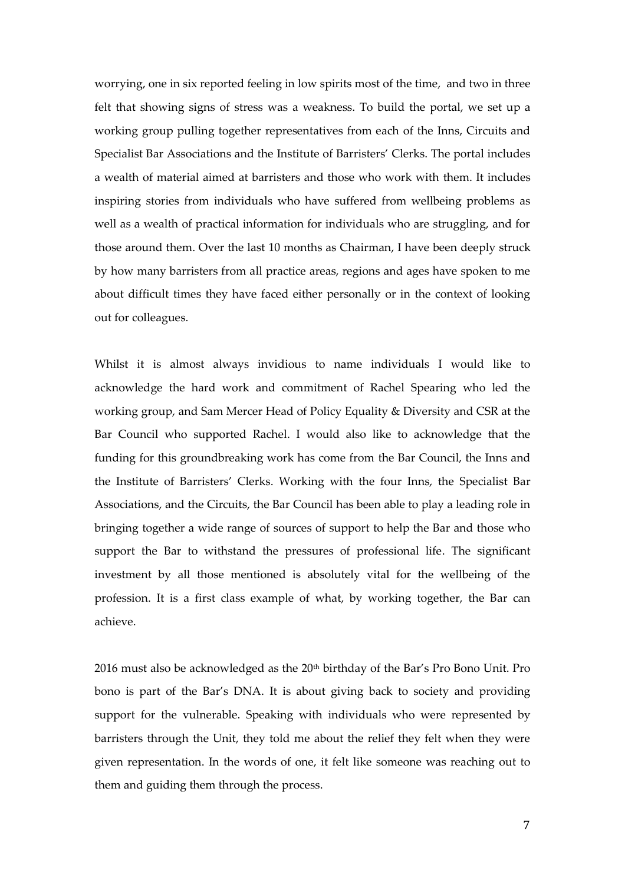worrying, one in six reported feeling in low spirits most of the time, and two in three felt that showing signs of stress was a weakness. To build the portal, we set up a working group pulling together representatives from each of the Inns, Circuits and Specialist Bar Associations and the Institute of Barristers' Clerks. The portal includes a wealth of material aimed at barristers and those who work with them. It includes inspiring stories from individuals who have suffered from wellbeing problems as well as a wealth of practical information for individuals who are struggling, and for those around them. Over the last 10 months as Chairman, I have been deeply struck by how many barristers from all practice areas, regions and ages have spoken to me about difficult times they have faced either personally or in the context of looking out for colleagues.

Whilst it is almost always invidious to name individuals I would like to acknowledge the hard work and commitment of Rachel Spearing who led the working group, and Sam Mercer Head of Policy Equality & Diversity and CSR at the Bar Council who supported Rachel. I would also like to acknowledge that the funding for this groundbreaking work has come from the Bar Council, the Inns and the Institute of Barristers' Clerks. Working with the four Inns, the Specialist Bar Associations, and the Circuits, the Bar Council has been able to play a leading role in bringing together a wide range of sources of support to help the Bar and those who support the Bar to withstand the pressures of professional life. The significant investment by all those mentioned is absolutely vital for the wellbeing of the profession. It is a first class example of what, by working together, the Bar can achieve.

2016 must also be acknowledged as the 20th birthday of the Bar's Pro Bono Unit. Pro bono is part of the Bar's DNA. It is about giving back to society and providing support for the vulnerable. Speaking with individuals who were represented by barristers through the Unit, they told me about the relief they felt when they were given representation. In the words of one, it felt like someone was reaching out to them and guiding them through the process.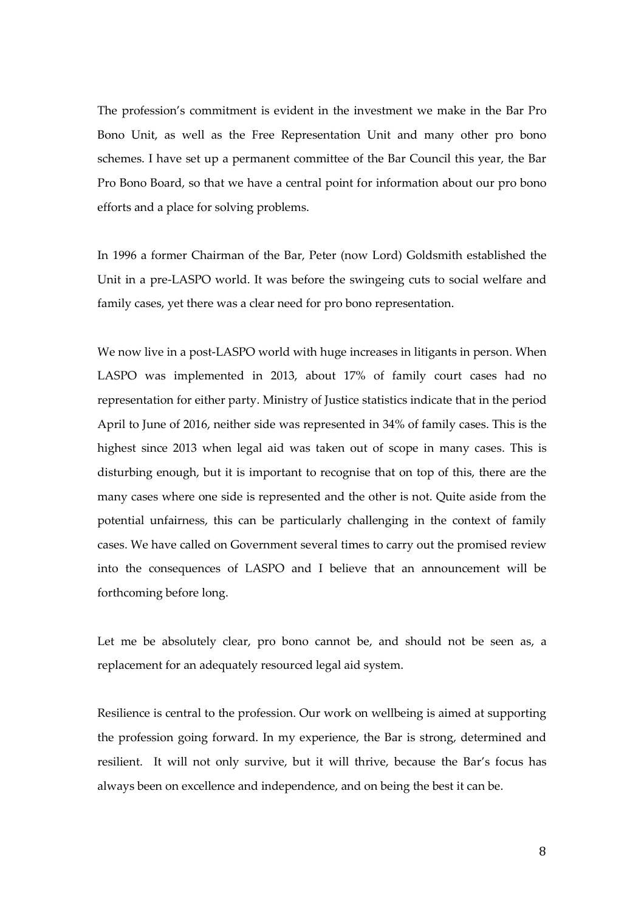The profession's commitment is evident in the investment we make in the Bar Pro Bono Unit, as well as the Free Representation Unit and many other pro bono schemes. I have set up a permanent committee of the Bar Council this year, the Bar Pro Bono Board, so that we have a central point for information about our pro bono efforts and a place for solving problems.

In 1996 a former Chairman of the Bar, Peter (now Lord) Goldsmith established the Unit in a pre-LASPO world. It was before the swingeing cuts to social welfare and family cases, yet there was a clear need for pro bono representation.

We now live in a post-LASPO world with huge increases in litigants in person. When LASPO was implemented in 2013, about 17% of family court cases had no representation for either party. Ministry of Justice statistics indicate that in the period April to June of 2016, neither side was represented in 34% of family cases. This is the highest since 2013 when legal aid was taken out of scope in many cases. This is disturbing enough, but it is important to recognise that on top of this, there are the many cases where one side is represented and the other is not. Quite aside from the potential unfairness, this can be particularly challenging in the context of family cases. We have called on Government several times to carry out the promised review into the consequences of LASPO and I believe that an announcement will be forthcoming before long.

Let me be absolutely clear, pro bono cannot be, and should not be seen as, a replacement for an adequately resourced legal aid system.

Resilience is central to the profession. Our work on wellbeing is aimed at supporting the profession going forward. In my experience, the Bar is strong, determined and resilient. It will not only survive, but it will thrive, because the Bar's focus has always been on excellence and independence, and on being the best it can be.